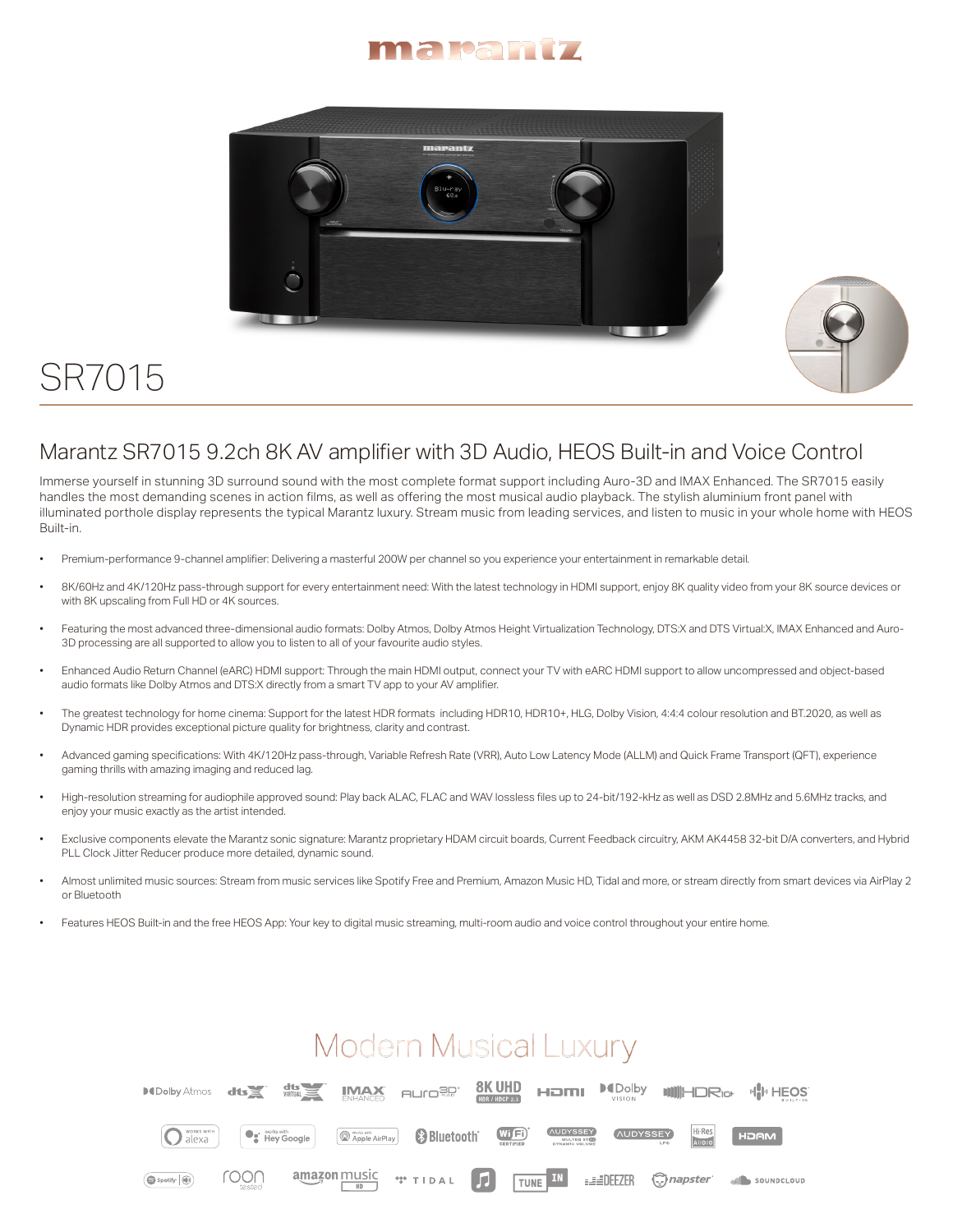# marantz

# SR7015

## Marantz SR7015 9.2ch 8K AV amplifier with 3D Audio, HEOS Built-in and Voice Control

Immerse yourself in stunning 3D surround sound with the most complete format support including Auro-3D and IMAX Enhanced. The SR7015 easily handles the most demanding scenes in action films, as well as offering the most musical audio playback. The stylish aluminium front panel with illuminated porthole display represents the typical Marantz luxury. Stream music from leading services, and listen to music in your whole home with HEOS Built-in.

- Premium-performance 9-channel amplifier: Delivering a masterful 200W per channel so you experience your entertainment in remarkable detail.
- 8K/60Hz and 4K/120Hz pass-through support for every entertainment need: With the latest technology in HDMI support, enjoy 8K quality video from your 8K source devices or with 8K upscaling from Full HD or 4K sources.
- Featuring the most advanced three-dimensional audio formats: Dolby Atmos, Dolby Atmos Height Virtualization Technology, DTS:X and DTS Virtual:X, IMAX Enhanced and Auro-3D processing are all supported to allow you to listen to all of your favourite audio styles.
- Enhanced Audio Return Channel (eARC) HDMI support: Through the main HDMI output, connect your TV with eARC HDMI support to allow uncompressed and object-based audio formats like Dolby Atmos and DTS:X directly from a smart TV app to your AV amplifier.
- The greatest technology for home cinema: Support for the latest HDR formats including HDR10, HDR10+, HLG, Dolby Vision, 4:4:4 colour resolution and BT.2020, as well as Dynamic HDR provides exceptional picture quality for brightness, clarity and contrast.
- Advanced gaming specifications: With 4K/120Hz pass-through, Variable Refresh Rate (VRR), Auto Low Latency Mode (ALLM) and Quick Frame Transport (QFT), experience gaming thrills with amazing imaging and reduced lag.
- High-resolution streaming for audiophile approved sound: Play back ALAC, FLAC and WAV lossless files up to 24-bit/192-kHz as well as DSD 2.8MHz and 5.6MHz tracks, and enjoy your music exactly as the artist intended.
- Exclusive components elevate the Marantz sonic signature: Marantz proprietary HDAM circuit boards, Current Feedback circuitry, AKM AK4458 32-bit D/A converters, and Hybrid PLL Clock Jitter Reducer produce more detailed, dynamic sound.
- Almost unlimited music sources: Stream from music services like Spotify Free and Premium, Amazon Music HD, Tidal and more, or stream directly from smart devices via AirPlay 2 or Bluetooth
- Features HEOS Built-in and the free HEOS App: Your key to digital music streaming, multi-room audio and voice control throughout your entire home.

## Modern Musical Luxury

Dolby Atmos | dts:X | dts Virtual:X | IMAX Enhanced | Auro 3D | 8K UHD HDR / HDCP 2.3 | HDMI | Dolby Vision | HDR10+ | HEOS Built-in

Works with alexa | works with Hey Google | Works with Apple AirPlay | Bluetooth | Wi-Fi Certified | Audyssey MultEQ XT32 Dynamic Volume | Audyssey LFC | Hi-Res Audio | HDAM

Spotify | roon tested | amazon music HD | TIDAL | TuneIn | Deezer | napster | SoundCloud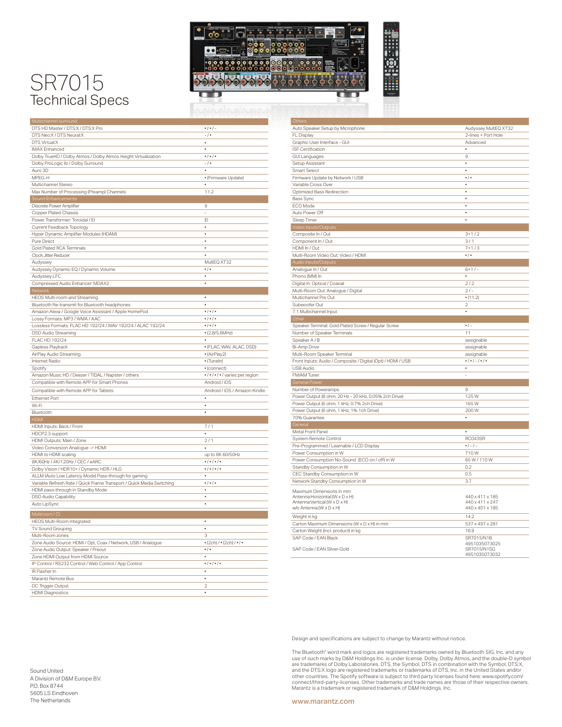# SR7015

## Technical Specs

| | |
|---|---|
| **Multichannel surround** | |
| DTS HD Master / DTS:X / DTS:X Pro | • / • / - |
| DTS Neo:X / DTS Neural:X | - / • |
| DTS Virtual:X | • |
| IMAX Enhanced | • |
| Dolby TrueHD / Dolby Atmos / Dolby Atmos Height Virtualization | • / • / • |
| Dolby ProLogic IIz / Dolby Surround | - / • |
| Auro 3D | • |
| MPEG-H | • (Firmware Update) |
| Multichannel Stereo | • |
| Max Number of Processing (Preamp) Channels | 11.2 |
| **Sound Enhancements** | |
| Discrete Power Amplifier | 9 |
| Copper Plated Chassis | - |
| Power Transformer: Toroidal / EI | EI |
| Current Feedback Topology | • |
| Hyper Dynamic Amplifier Modules (HDAM) | • |
| Pure Direct | • |
| Gold Plated RCA Terminals | • |
| Clock Jitter Reducer | • |
| Audyssey | MultEQ XT32 |
| Audyssey Dynamic EQ / Dynamic Volume | • / • |
| Audyssey LFC | • |
| Compressed Audio Enhancer: MDAX2 | • |
| **Network** | |
| HEOS Multi-room and Streaming | • |
| Bluetooth Re-transmit for Bluetooth headphones | • |
| Amazon Alexa / Google Voice Assistant / Apple HomePod | • / • / • |
| Lossy Formats: MP3 / WMA / AAC | • / • / • |
| Lossless Formats: FLAC HD 192/24 / WAV 192/24 / ALAC 192/24 | • / • / • |
| DSD Audio Streaming | • (2.8/5.6MHz) |
| FLAC HD 192/24 | • |
| Gapless Playback | • (FLAC, WAV, ALAC, DSD) |
| AirPlay Audio Streaming | • (AirPlay2) |
| Internet Radio | • (TuneIn) |
| Spotify | • (connect) |
| Amazon Music HD / Deezer / TIDAL / Napster / others | • / • / • / • / varies per region |
| Compatible with Remote APP for Smart Phones | Android / iOS |
| Compatible with Remote APP for Tablets | Android / iOS / Amazon Kindle |
| Ethernet Port | • |
| Wi-Fi | • |
| Bluetooth | • |
| **HDMI** | |
| HDMI Inputs: Back / Front | 7 / 1 |
| HDCP2.3 support | • |
| HDMI Outputs: Main / Zone | 2 / 1 |
| Video Conversion Analogue -> HDMI | • |
| HDMI to HDMI scaling | up to 8K 60/50Hz |
| 8K/60Hz / 4K/120Hz / CEC / eARC | • / • / • / • |
| Dolby Vision / HDR10+ / Dynamic HDR / HLG | • / • / • / • |
| ALLM (Auto Low Latency Mode) Pass-through for gaming | • |
| Variable Refresh Rate / Quick Frame Transport / Quick Media Switching | • / • / • |
| HDMI pass-through in Standby Mode | • |
| DSD Audio Capability | • |
| Auto LipSync | • |
| **Multiroom / CI** | |
| HEOS Multi-Room Integrated | • |
| TV Sound Grouping | • |
| Multi-Room zones | 3 |
| Zone Audio Source: HDMI / Opt, Coax / Network, USB / Analogue | • (2ch) / • (2ch) / • / • |
| Zone Audio Output: Speaker / Preout | • / • |
| Zone HDMI Output from HDMI Source | • |
| IP Control / RS232 Control / Web Control / App Control | • / • / • / • |
| IR Flasher In | • |
| Marantz Remote Bus | • |
| DC Trigger Output | 2 |
| HDMI Diagnostics | • |

| | |
|---|---|
| **Others** | |
| Auto Speaker Setup by Microphone | Audyssey MultEQ XT32 |
| FL Display | 2-lines + Port Hole |
| Graphic User Interface - GUI | Advanced |
| ISF Certification | • |
| GUI Languages | 9 |
| Setup Assistant | • |
| Smart Select | • |
| Firmware Update by Network / USB | • / • |
| Variable Cross Over | • |
| Optimized Bass Redirection | • |
| Bass Sync | • |
| ECO Mode | • |
| Auto Power Off | • |
| Sleep Timer | • |
| **Video Inputs/Outputs** | |
| Composite In / Out | 3+1 / 2 |
| Component In / Out | 3 / 1 |
| HDMI In / Out | 7+1 / 3 |
| Multi-Room Video Out: Video / HDMI | • / • |
| **Audio Inputs/Outputs** | |
| Analogue In / Out | 6+1 / - |
| Phono (MM) In | • |
| Digital In: Optical / Coaxial | 2 / 2 |
| Multi-Room Out: Analogue / Digital | 2 / - |
| Multichannel Pre Out | • (11.2) |
| Subwoofer Out | 2 |
| 7.1 Multichannel Input | • |
| **Other** | |
| Speaker Terminal: Gold Plated Screw / Regular Screw | • / - |
| Number of Speaker Terminals | 11 |
| Speaker A / B | assignable |
| Bi-Amp Drive | assignable |
| Multi-Room Speaker Terminal | assignable |
| Front Inputs: Audio / Composite / Digital (Opt) / HDMI / USB | • / • / - / • / • |
| USB Audio | • |
| FM/AM Tuner | - |
| **General Power** | |
| Number of Poweramps | 9 |
| Power Output (8 ohm, 20 Hz - 20 kHz, 0.05% 2ch Drive) | 125 W |
| Power Output (6 ohm, 1 kHz, 0.7% 2ch Drive) | 165 W |
| Power Output (6 ohm, 1 kHz, 1% 1ch Drive) | 200 W |
| 70% Guarantee | • |
| **General** | |
| Metal Front Panel | • |
| System Remote Control | RC043SR |
| Pre-Programmed / Learnable / LCD Display | • / - / - |
| Power Consumption in W | 710 W |
| Power Consumption No-Sound (ECO on / off) in W | 65 W / 110 W |
| Standby Consumption in W | 0.2 |
| CEC Standby Consumption in W | 0.5 |
| Network Standby Consumption in W | 3.7 |
| Maximum Dimensions in mm<br>Antenna:Horizontal:(W x D x H)<br>Antenna:Vertical:(W x D x H)<br>w/o Antenna:(W x D x H) | <br>440 x 411 x 185<br>440 x 411 x 247<br>440 x 401 x 185 |
| Weight in kg | 14.2 |
| Carton Maximum Dimensions (W x D x H) in mm | 537 x 497 x 281 |
| Carton Weight (incl. product) in kg | 16.9 |
| SAP Code / EAN Black | SR7015/N1B<br>4951035073025 |
| SAP Code / EAN Silver-Gold | SR7015/N1SG<br>4951035073032 |

Design and specifications are subject to change by Marantz without notice.

The Bluetooth® word mark and logos are registered trademarks owned by Bluetooth SIG, Inc. and any use of such marks by D&M Holdings Inc. is under license. Dolby, Dolby Atmos, and the double-D symbol are trademarks of Dolby Laboratories. DTS, the Symbol, DTS in combination with the Symbol, DTS:X, and the DTS:X logo are registered trademarks or trademarks of DTS, Inc. in the United States and/or other countries. The Spotify software is subject to third party licenses found here: www.spotify.com/connect/third-party-licenses. Other trademarks and trade names are those of their respective owners. Marantz is a trademark or registered trademark of D&M Holdings, Inc.

Sound United
A Division of D&M Europe B.V.
P.O. Box 8744
5605 LS Eindhoven
The Netherlands

www.marantz.com